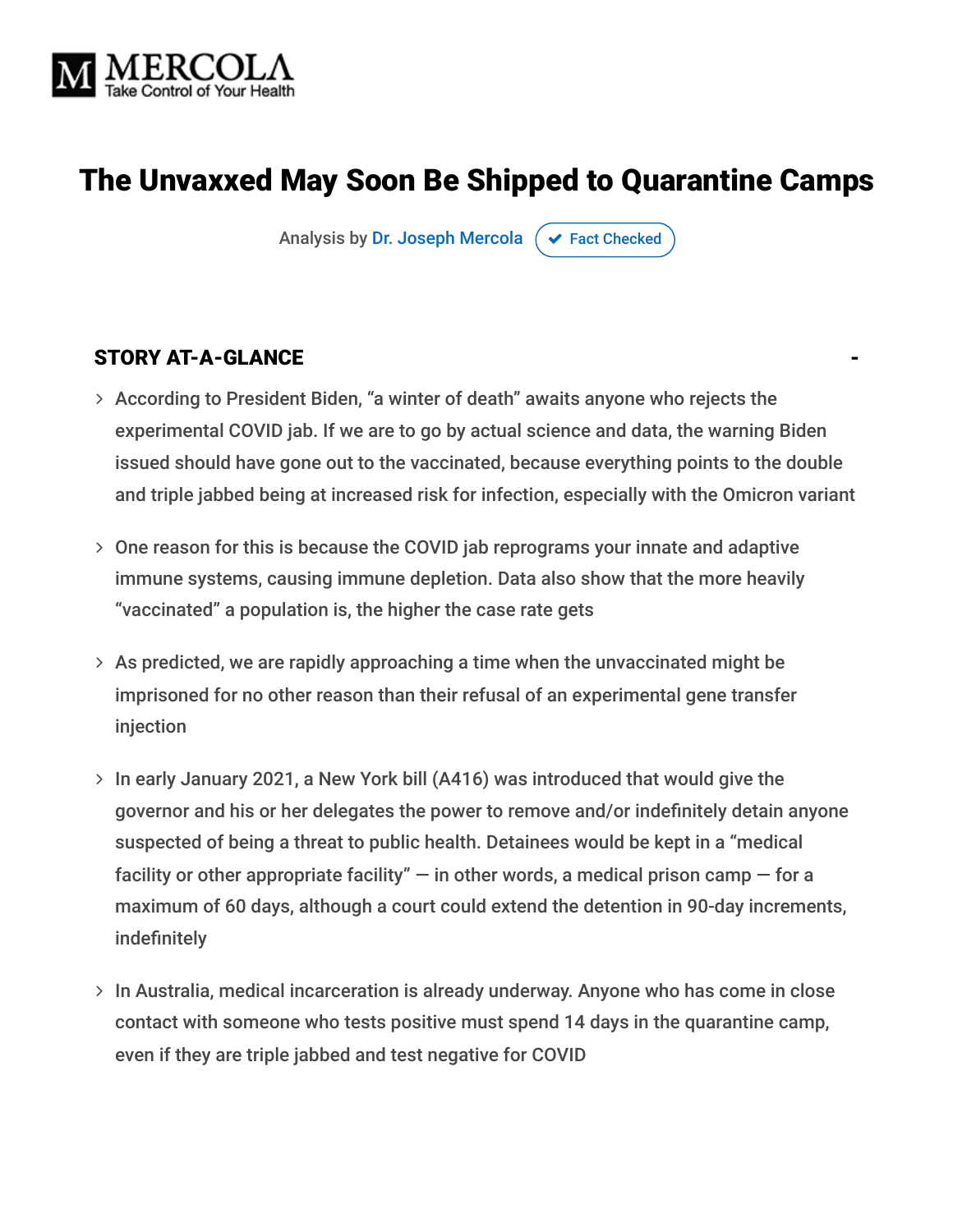MERCOLA
Take Control of Your Health

# The Unvaxxed May Soon Be Shipped to Quarantine Camps

Analysis by Dr. Joseph Mercola  Fact Checked

## STORY AT-A-GLANCE

- According to President Biden, "a winter of death" awaits anyone who rejects the experimental COVID jab. If we are to go by actual science and data, the warning Biden issued should have gone out to the vaccinated, because everything points to the double and triple jabbed being at increased risk for infection, especially with the Omicron variant
- One reason for this is because the COVID jab reprograms your innate and adaptive immune systems, causing immune depletion. Data also show that the more heavily "vaccinated" a population is, the higher the case rate gets
- As predicted, we are rapidly approaching a time when the unvaccinated might be imprisoned for no other reason than their refusal of an experimental gene transfer injection
- In early January 2021, a New York bill (A416) was introduced that would give the governor and his or her delegates the power to remove and/or indefinitely detain anyone suspected of being a threat to public health. Detainees would be kept in a "medical facility or other appropriate facility" — in other words, a medical prison camp — for a maximum of 60 days, although a court could extend the detention in 90-day increments, indefinitely
- In Australia, medical incarceration is already underway. Anyone who has come in close contact with someone who tests positive must spend 14 days in the quarantine camp, even if they are triple jabbed and test negative for COVID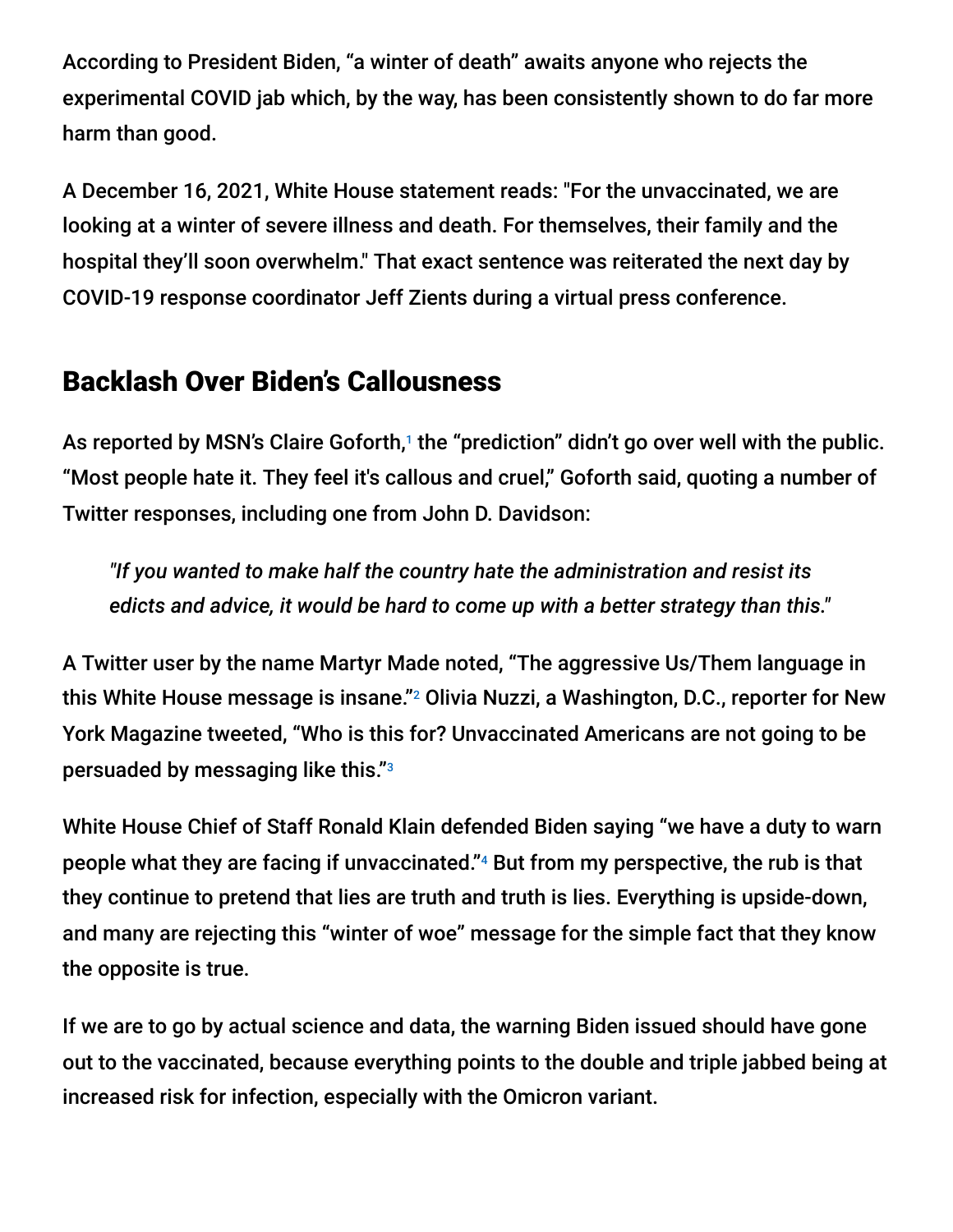According to President Biden, "a winter of death" awaits anyone who rejects the experimental COVID jab which, by the way, has been consistently shown to do far more harm than good.

A December 16, 2021, White House statement reads: "For the unvaccinated, we are looking at a winter of severe illness and death. For themselves, their family and the hospital they'll soon overwhelm." That exact sentence was reiterated the next day by COVID-19 response coordinator Jeff Zients during a virtual press conference.

## Backlash Over Biden's Callousness

As reported by MSN's Claire Goforth,[1] the "prediction" didn't go over well with the public. "Most people hate it. They feel it's callous and cruel," Goforth said, quoting a number of Twitter responses, including one from John D. Davidson:

> *"If you wanted to make half the country hate the administration and resist its edicts and advice, it would be hard to come up with a better strategy than this."*

A Twitter user by the name Martyr Made noted, "The aggressive Us/Them language in this White House message is insane."[2] Olivia Nuzzi, a Washington, D.C., reporter for New York Magazine tweeted, "Who is this for? Unvaccinated Americans are not going to be persuaded by messaging like this."[3]

White House Chief of Staff Ronald Klain defended Biden saying "we have a duty to warn people what they are facing if unvaccinated."[4] But from my perspective, the rub is that they continue to pretend that lies are truth and truth is lies. Everything is upside-down, and many are rejecting this "winter of woe" message for the simple fact that they know the opposite is true.

If we are to go by actual science and data, the warning Biden issued should have gone out to the vaccinated, because everything points to the double and triple jabbed being at increased risk for infection, especially with the Omicron variant.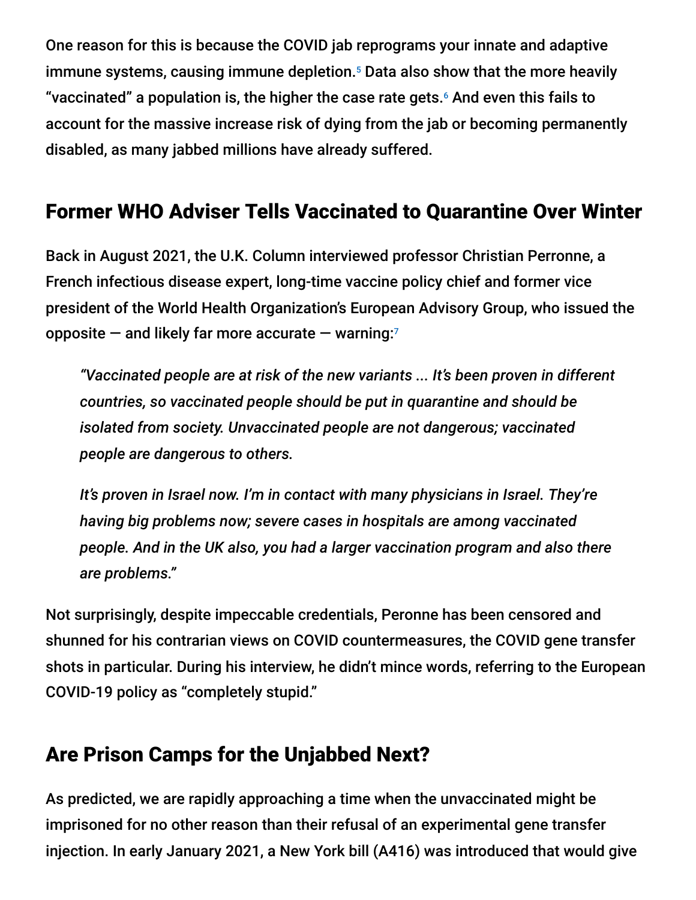One reason for this is because the COVID jab reprograms your innate and adaptive immune systems, causing immune depletion.[5] Data also show that the more heavily "vaccinated" a population is, the higher the case rate gets.[6] And even this fails to account for the massive increase risk of dying from the jab or becoming permanently disabled, as many jabbed millions have already suffered.

## Former WHO Adviser Tells Vaccinated to Quarantine Over Winter

Back in August 2021, the U.K. Column interviewed professor Christian Perronne, a French infectious disease expert, long-time vaccine policy chief and former vice president of the World Health Organization's European Advisory Group, who issued the opposite — and likely far more accurate — warning:[7]

> *"Vaccinated people are at risk of the new variants ... It's been proven in different countries, so vaccinated people should be put in quarantine and should be isolated from society. Unvaccinated people are not dangerous; vaccinated people are dangerous to others.*
>
> *It's proven in Israel now. I'm in contact with many physicians in Israel. They're having big problems now; severe cases in hospitals are among vaccinated people. And in the UK also, you had a larger vaccination program and also there are problems."*

Not surprisingly, despite impeccable credentials, Peronne has been censored and shunned for his contrarian views on COVID countermeasures, the COVID gene transfer shots in particular. During his interview, he didn't mince words, referring to the European COVID-19 policy as "completely stupid."

## Are Prison Camps for the Unjabbed Next?

As predicted, we are rapidly approaching a time when the unvaccinated might be imprisoned for no other reason than their refusal of an experimental gene transfer injection. In early January 2021, a New York bill (A416) was introduced that would give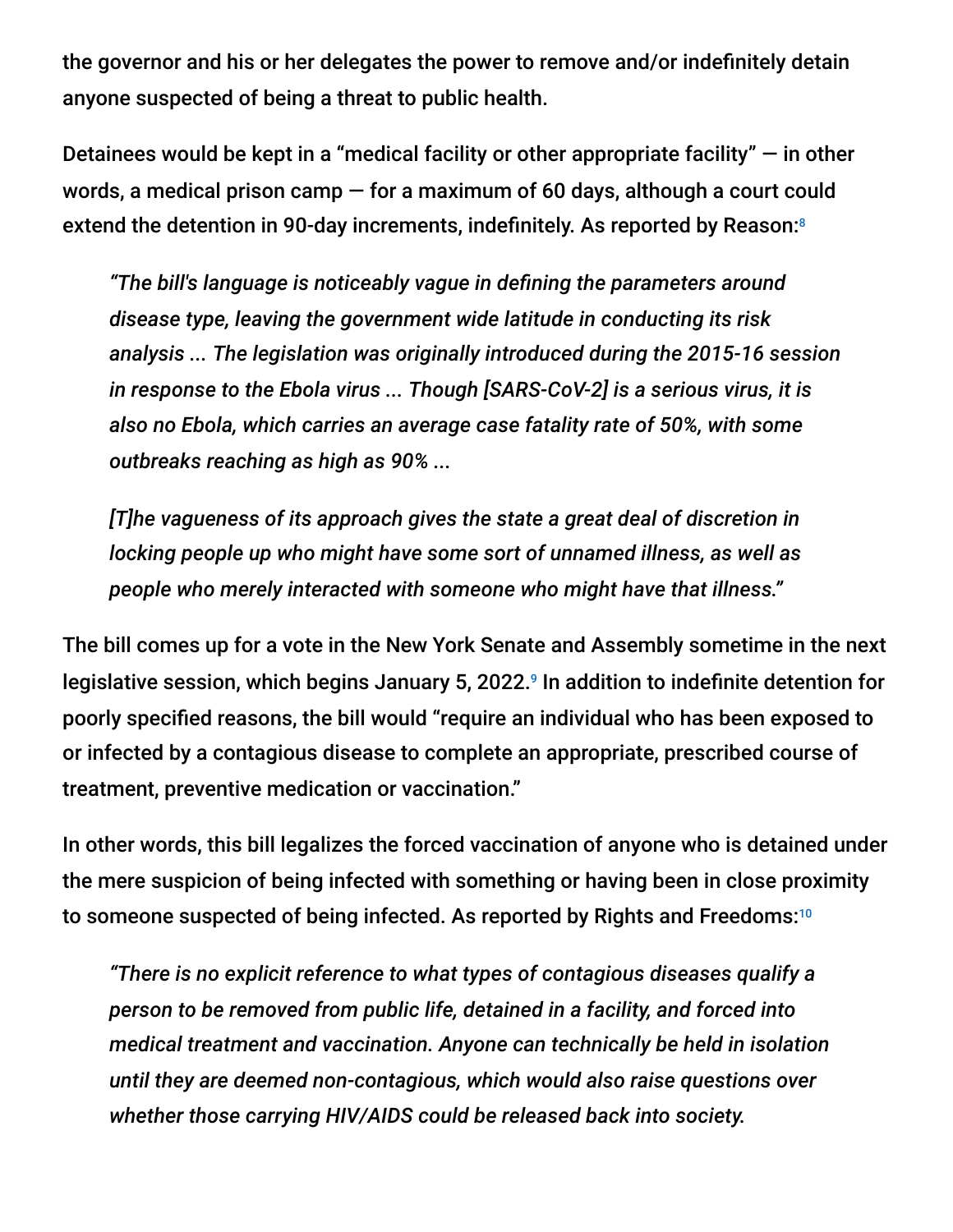the governor and his or her delegates the power to remove and/or indefinitely detain anyone suspected of being a threat to public health.

Detainees would be kept in a "medical facility or other appropriate facility" — in other words, a medical prison camp — for a maximum of 60 days, although a court could extend the detention in 90-day increments, indefinitely. As reported by Reason:[8]

> *"The bill's language is noticeably vague in defining the parameters around disease type, leaving the government wide latitude in conducting its risk analysis ... The legislation was originally introduced during the 2015-16 session in response to the Ebola virus ... Though [SARS-CoV-2] is a serious virus, it is also no Ebola, which carries an average case fatality rate of 50%, with some outbreaks reaching as high as 90% ...*
>
> *[T]he vagueness of its approach gives the state a great deal of discretion in locking people up who might have some sort of unnamed illness, as well as people who merely interacted with someone who might have that illness."*

The bill comes up for a vote in the New York Senate and Assembly sometime in the next legislative session, which begins January 5, 2022.[9] In addition to indefinite detention for poorly specified reasons, the bill would "require an individual who has been exposed to or infected by a contagious disease to complete an appropriate, prescribed course of treatment, preventive medication or vaccination."

In other words, this bill legalizes the forced vaccination of anyone who is detained under the mere suspicion of being infected with something or having been in close proximity to someone suspected of being infected. As reported by Rights and Freedoms:[10]

> *"There is no explicit reference to what types of contagious diseases qualify a person to be removed from public life, detained in a facility, and forced into medical treatment and vaccination. Anyone can technically be held in isolation until they are deemed non-contagious, which would also raise questions over whether those carrying HIV/AIDS could be released back into society.*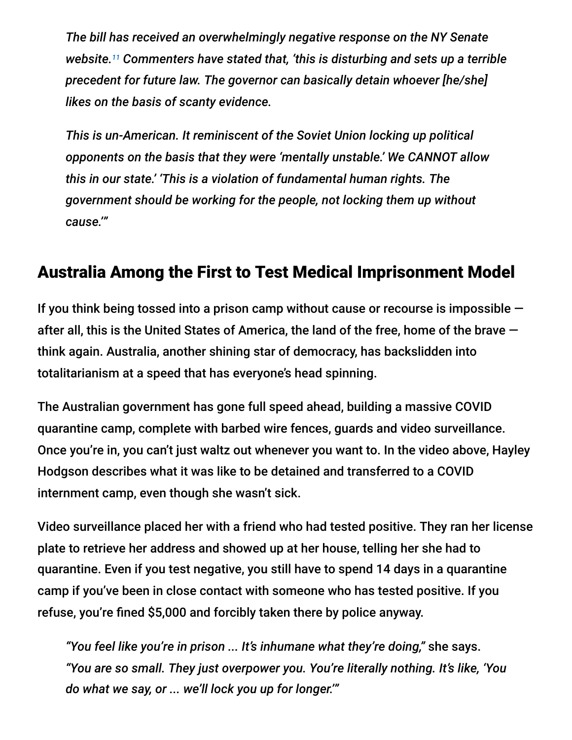> *The bill has received an overwhelmingly negative response on the NY Senate website.*[11] *Commenters have stated that, 'this is disturbing and sets up a terrible precedent for future law. The governor can basically detain whoever [he/she] likes on the basis of scanty evidence.*
>
> *This is un-American. It reminiscent of the Soviet Union locking up political opponents on the basis that they were 'mentally unstable.' We CANNOT allow this in our state.' 'This is a violation of fundamental human rights. The government should be working for the people, not locking them up without cause.'"*

## Australia Among the First to Test Medical Imprisonment Model

If you think being tossed into a prison camp without cause or recourse is impossible — after all, this is the United States of America, the land of the free, home of the brave — think again. Australia, another shining star of democracy, has backslidden into totalitarianism at a speed that has everyone's head spinning.

The Australian government has gone full speed ahead, building a massive COVID quarantine camp, complete with barbed wire fences, guards and video surveillance. Once you're in, you can't just waltz out whenever you want to. In the video above, Hayley Hodgson describes what it was like to be detained and transferred to a COVID internment camp, even though she wasn't sick.

Video surveillance placed her with a friend who had tested positive. They ran her license plate to retrieve her address and showed up at her house, telling her she had to quarantine. Even if you test negative, you still have to spend 14 days in a quarantine camp if you've been in close contact with someone who has tested positive. If you refuse, you're fined $5,000 and forcibly taken there by police anyway.

> *"You feel like you're in prison ... It's inhumane what they're doing,"* she says. *"You are so small. They just overpower you. You're literally nothing. It's like, 'You do what we say, or ... we'll lock you up for longer.'"*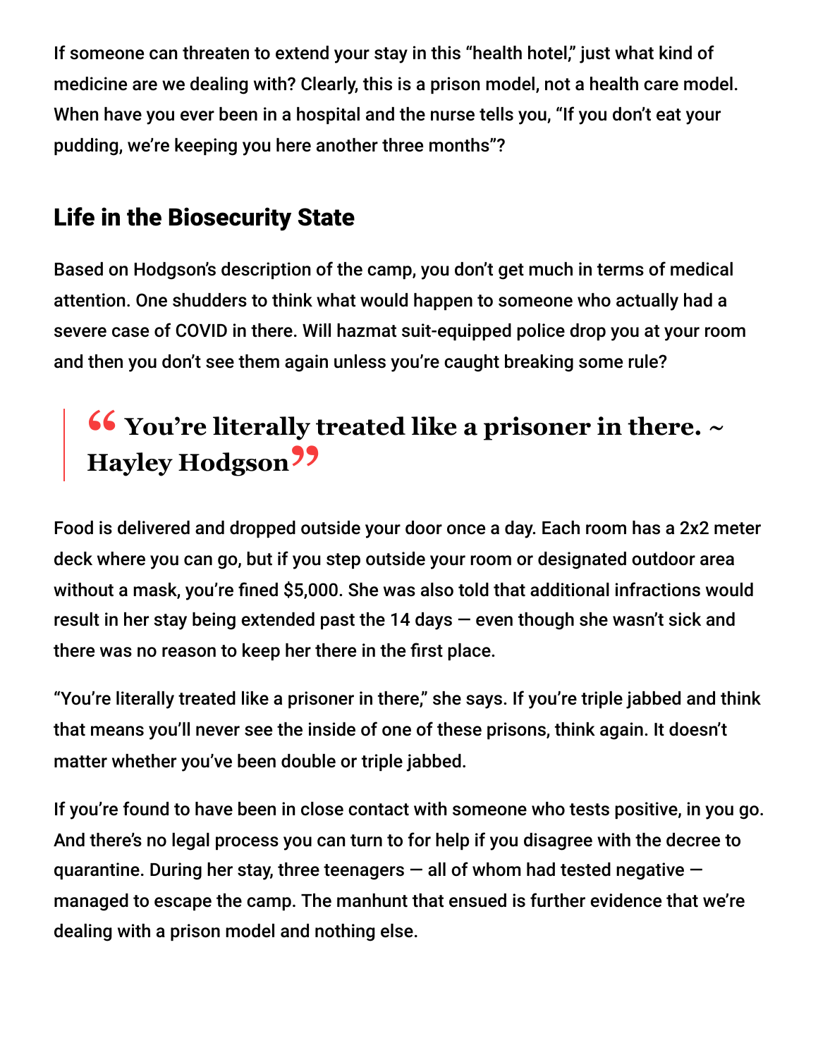If someone can threaten to extend your stay in this "health hotel," just what kind of medicine are we dealing with? Clearly, this is a prison model, not a health care model. When have you ever been in a hospital and the nurse tells you, "If you don't eat your pudding, we're keeping you here another three months"?

## Life in the Biosecurity State

Based on Hodgson's description of the camp, you don't get much in terms of medical attention. One shudders to think what would happen to someone who actually had a severe case of COVID in there. Will hazmat suit-equipped police drop you at your room and then you don't see them again unless you're caught breaking some rule?

> **"You're literally treated like a prisoner in there. ~ Hayley Hodgson"**

Food is delivered and dropped outside your door once a day. Each room has a 2x2 meter deck where you can go, but if you step outside your room or designated outdoor area without a mask, you're fined $5,000. She was also told that additional infractions would result in her stay being extended past the 14 days — even though she wasn't sick and there was no reason to keep her there in the first place.

"You're literally treated like a prisoner in there," she says. If you're triple jabbed and think that means you'll never see the inside of one of these prisons, think again. It doesn't matter whether you've been double or triple jabbed.

If you're found to have been in close contact with someone who tests positive, in you go. And there's no legal process you can turn to for help if you disagree with the decree to quarantine. During her stay, three teenagers — all of whom had tested negative — managed to escape the camp. The manhunt that ensued is further evidence that we're dealing with a prison model and nothing else.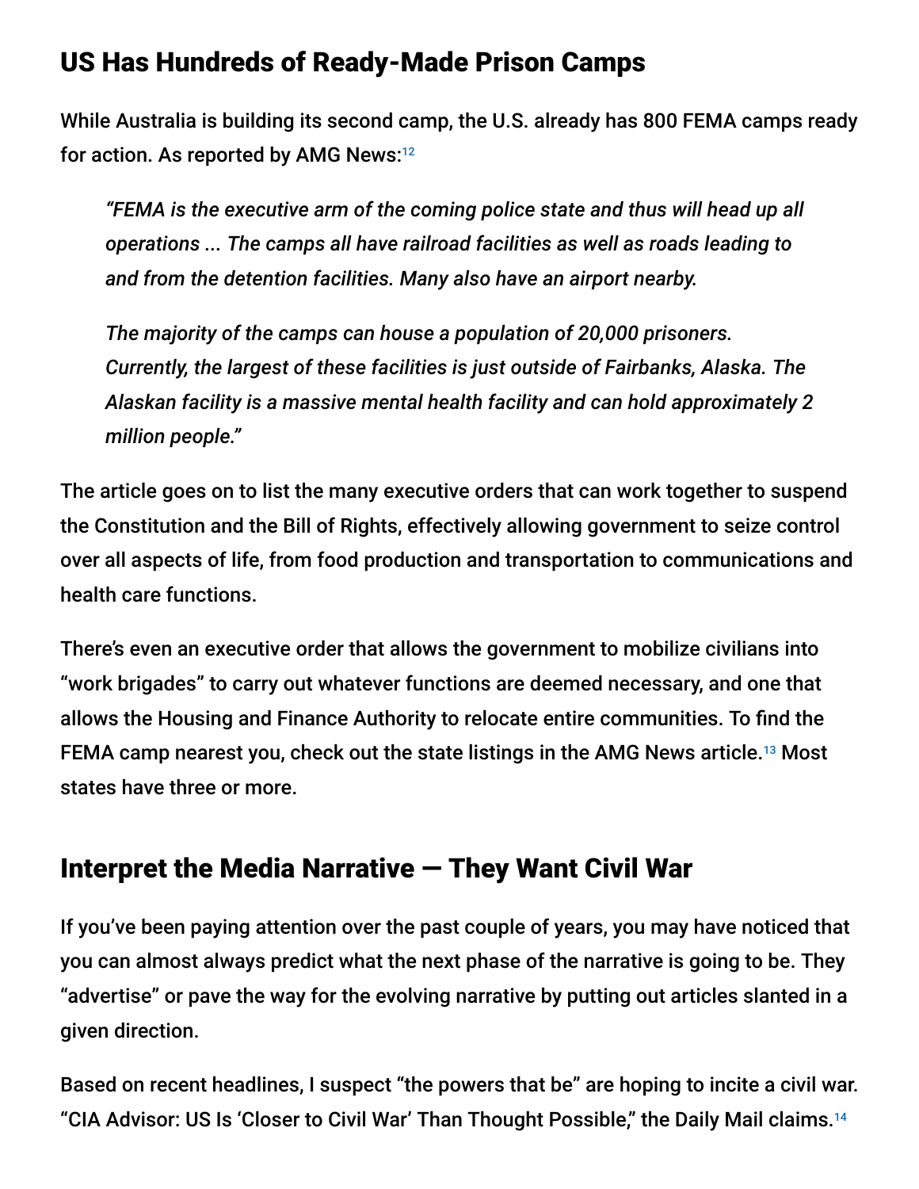## US Has Hundreds of Ready-Made Prison Camps

While Australia is building its second camp, the U.S. already has 800 FEMA camps ready for action. As reported by AMG News:[12]

> *"FEMA is the executive arm of the coming police state and thus will head up all operations ... The camps all have railroad facilities as well as roads leading to and from the detention facilities. Many also have an airport nearby.*
>
> *The majority of the camps can house a population of 20,000 prisoners. Currently, the largest of these facilities is just outside of Fairbanks, Alaska. The Alaskan facility is a massive mental health facility and can hold approximately 2 million people."*

The article goes on to list the many executive orders that can work together to suspend the Constitution and the Bill of Rights, effectively allowing government to seize control over all aspects of life, from food production and transportation to communications and health care functions.

There's even an executive order that allows the government to mobilize civilians into "work brigades" to carry out whatever functions are deemed necessary, and one that allows the Housing and Finance Authority to relocate entire communities. To find the FEMA camp nearest you, check out the state listings in the AMG News article.[13] Most states have three or more.

## Interpret the Media Narrative — They Want Civil War

If you've been paying attention over the past couple of years, you may have noticed that you can almost always predict what the next phase of the narrative is going to be. They "advertise" or pave the way for the evolving narrative by putting out articles slanted in a given direction.

Based on recent headlines, I suspect "the powers that be" are hoping to incite a civil war. "CIA Advisor: US Is 'Closer to Civil War' Than Thought Possible," the Daily Mail claims.[14]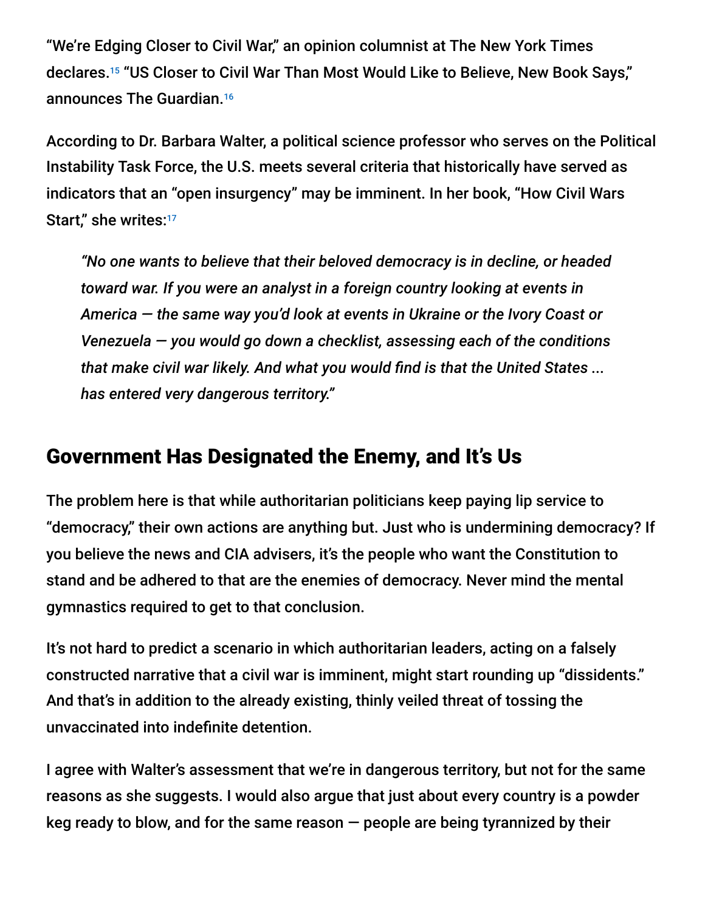"We're Edging Closer to Civil War," an opinion columnist at The New York Times declares.[15] "US Closer to Civil War Than Most Would Like to Believe, New Book Says," announces The Guardian.[16]

According to Dr. Barbara Walter, a political science professor who serves on the Political Instability Task Force, the U.S. meets several criteria that historically have served as indicators that an "open insurgency" may be imminent. In her book, "How Civil Wars Start," she writes:[17]

> *"No one wants to believe that their beloved democracy is in decline, or headed toward war. If you were an analyst in a foreign country looking at events in America — the same way you'd look at events in Ukraine or the Ivory Coast or Venezuela — you would go down a checklist, assessing each of the conditions that make civil war likely. And what you would find is that the United States ... has entered very dangerous territory."*

## Government Has Designated the Enemy, and It's Us

The problem here is that while authoritarian politicians keep paying lip service to "democracy," their own actions are anything but. Just who is undermining democracy? If you believe the news and CIA advisers, it's the people who want the Constitution to stand and be adhered to that are the enemies of democracy. Never mind the mental gymnastics required to get to that conclusion.

It's not hard to predict a scenario in which authoritarian leaders, acting on a falsely constructed narrative that a civil war is imminent, might start rounding up "dissidents." And that's in addition to the already existing, thinly veiled threat of tossing the unvaccinated into indefinite detention.

I agree with Walter's assessment that we're in dangerous territory, but not for the same reasons as she suggests. I would also argue that just about every country is a powder keg ready to blow, and for the same reason — people are being tyrannized by their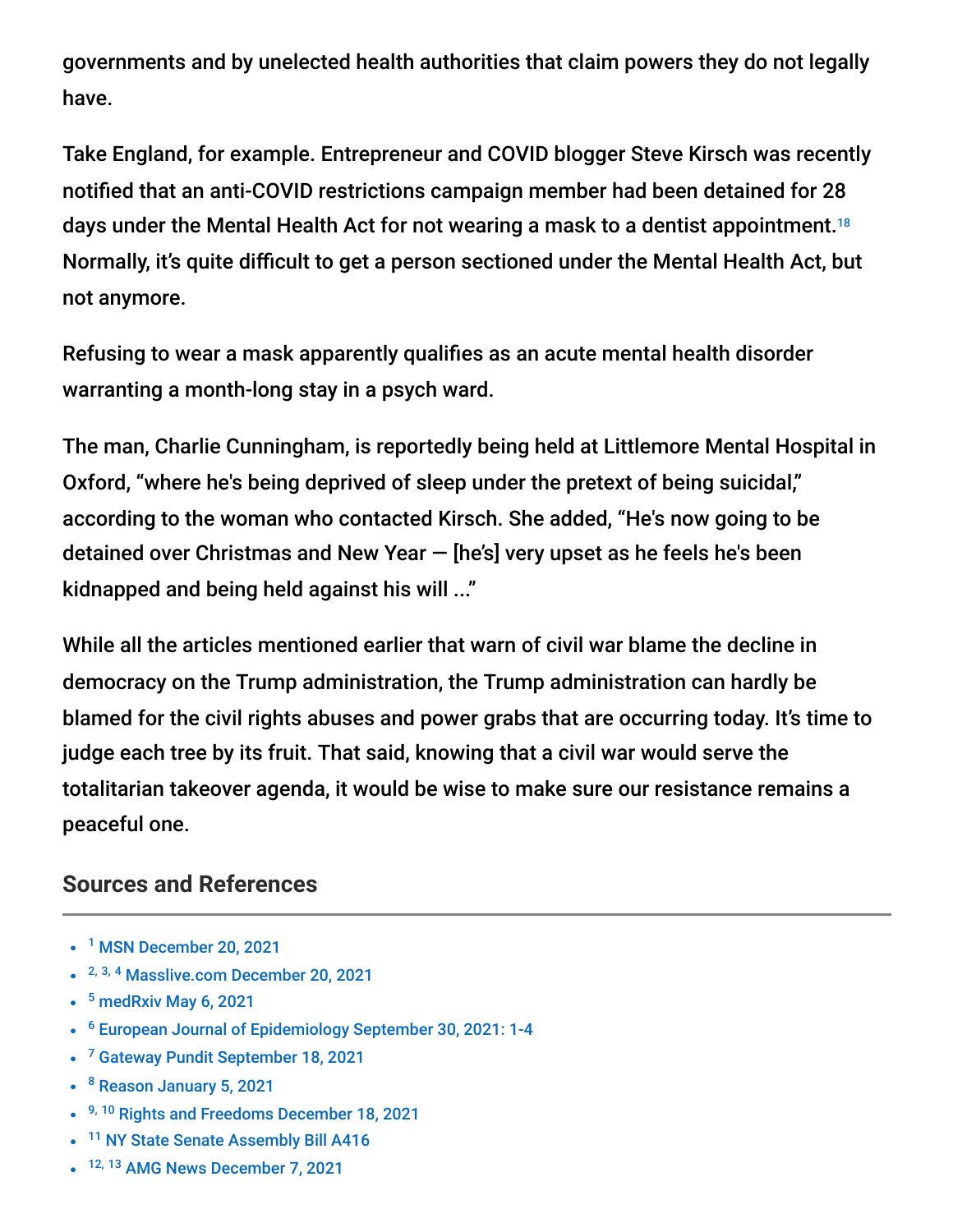governments and by unelected health authorities that claim powers they do not legally have.

Take England, for example. Entrepreneur and COVID blogger Steve Kirsch was recently notified that an anti-COVID restrictions campaign member had been detained for 28 days under the Mental Health Act for not wearing a mask to a dentist appointment.[18] Normally, it's quite difficult to get a person sectioned under the Mental Health Act, but not anymore.

Refusing to wear a mask apparently qualifies as an acute mental health disorder warranting a month-long stay in a psych ward.

The man, Charlie Cunningham, is reportedly being held at Littlemore Mental Hospital in Oxford, "where he's being deprived of sleep under the pretext of being suicidal," according to the woman who contacted Kirsch. She added, "He's now going to be detained over Christmas and New Year — [he's] very upset as he feels he's been kidnapped and being held against his will ..."

While all the articles mentioned earlier that warn of civil war blame the decline in democracy on the Trump administration, the Trump administration can hardly be blamed for the civil rights abuses and power grabs that are occurring today. It's time to judge each tree by its fruit. That said, knowing that a civil war would serve the totalitarian takeover agenda, it would be wise to make sure our resistance remains a peaceful one.

## Sources and References

- [1] MSN December 20, 2021
- [2, 3, 4] Masslive.com December 20, 2021
- [5] medRxiv May 6, 2021
- [6] European Journal of Epidemiology September 30, 2021: 1-4
- [7] Gateway Pundit September 18, 2021
- [8] Reason January 5, 2021
- [9, 10] Rights and Freedoms December 18, 2021
- [11] NY State Senate Assembly Bill A416
- [12, 13] AMG News December 7, 2021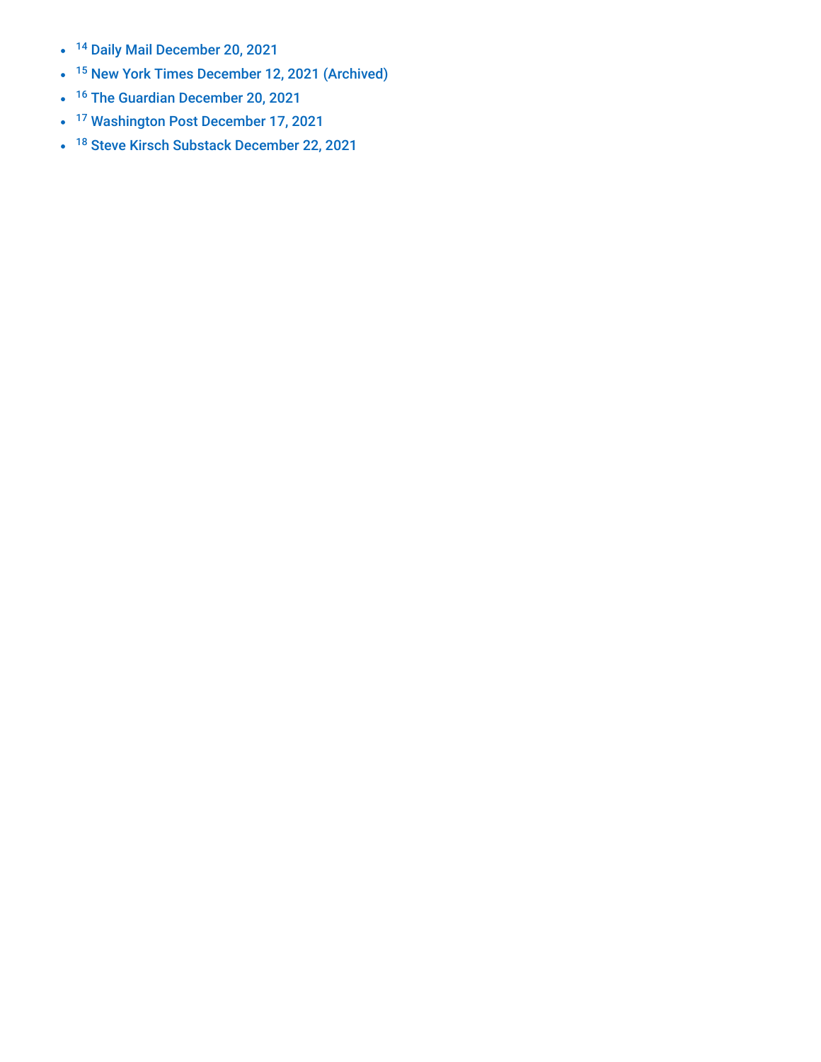- [14] Daily Mail December 20, 2021
- [15] New York Times December 12, 2021 (Archived)
- [16] The Guardian December 20, 2021
- [17] Washington Post December 17, 2021
- [18] Steve Kirsch Substack December 22, 2021